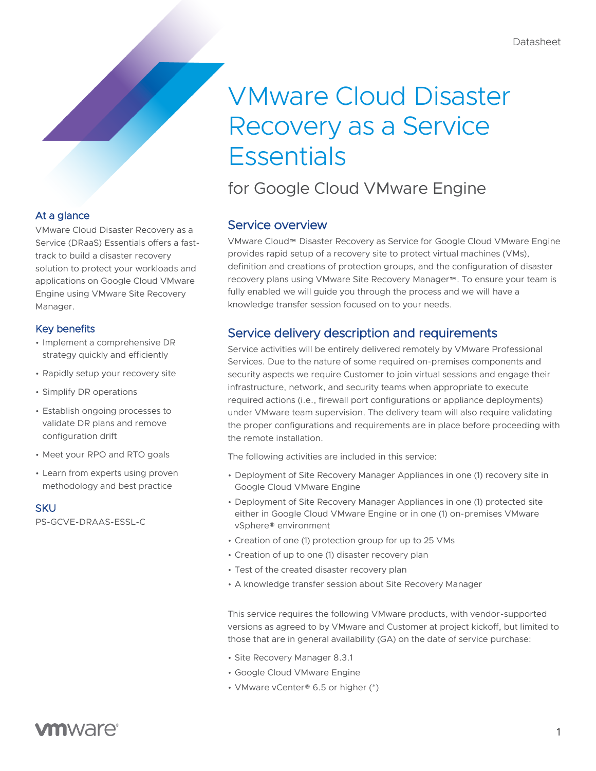Datasheet

# VMware Cloud Disaster Recovery as a Service Essentials

## for Google Cloud VMware Engine

### At a glance

VMware Cloud Disaster Recovery as a Service (DRaaS) Essentials offers a fast-track to build a disaster recovery solution to protect your workloads and applications on Google Cloud VMware Engine using VMware Site Recovery Manager.

### Key benefits

- Implement a comprehensive DR strategy quickly and efficiently
- Rapidly setup your recovery site
- Simplify DR operations
- Establish ongoing processes to validate DR plans and remove configuration drift
- Meet your RPO and RTO goals
- Learn from experts using proven methodology and best practice

### SKU

PS-GCVE-DRAAS-ESSL-C

## Service overview

VMware Cloud™ Disaster Recovery as Service for Google Cloud VMware Engine provides rapid setup of a recovery site to protect virtual machines (VMs), definition and creations of protection groups, and the configuration of disaster recovery plans using VMware Site Recovery Manager™. To ensure your team is fully enabled we will guide you through the process and we will have a knowledge transfer session focused on to your needs.

## Service delivery description and requirements

Service activities will be entirely delivered remotely by VMware Professional Services. Due to the nature of some required on-premises components and security aspects we require Customer to join virtual sessions and engage their infrastructure, network, and security teams when appropriate to execute required actions (i.e., firewall port configurations or appliance deployments) under VMware team supervision. The delivery team will also require validating the proper configurations and requirements are in place before proceeding with the remote installation.

The following activities are included in this service:

- Deployment of Site Recovery Manager Appliances in one (1) recovery site in Google Cloud VMware Engine
- Deployment of Site Recovery Manager Appliances in one (1) protected site either in Google Cloud VMware Engine or in one (1) on-premises VMware vSphere® environment
- Creation of one (1) protection group for up to 25 VMs
- Creation of up to one (1) disaster recovery plan
- Test of the created disaster recovery plan
- A knowledge transfer session about Site Recovery Manager

This service requires the following VMware products, with vendor-supported versions as agreed to by VMware and Customer at project kickoff, but limited to those that are in general availability (GA) on the date of service purchase:

- Site Recovery Manager 8.3.1
- Google Cloud VMware Engine
- VMware vCenter® 6.5 or higher (*)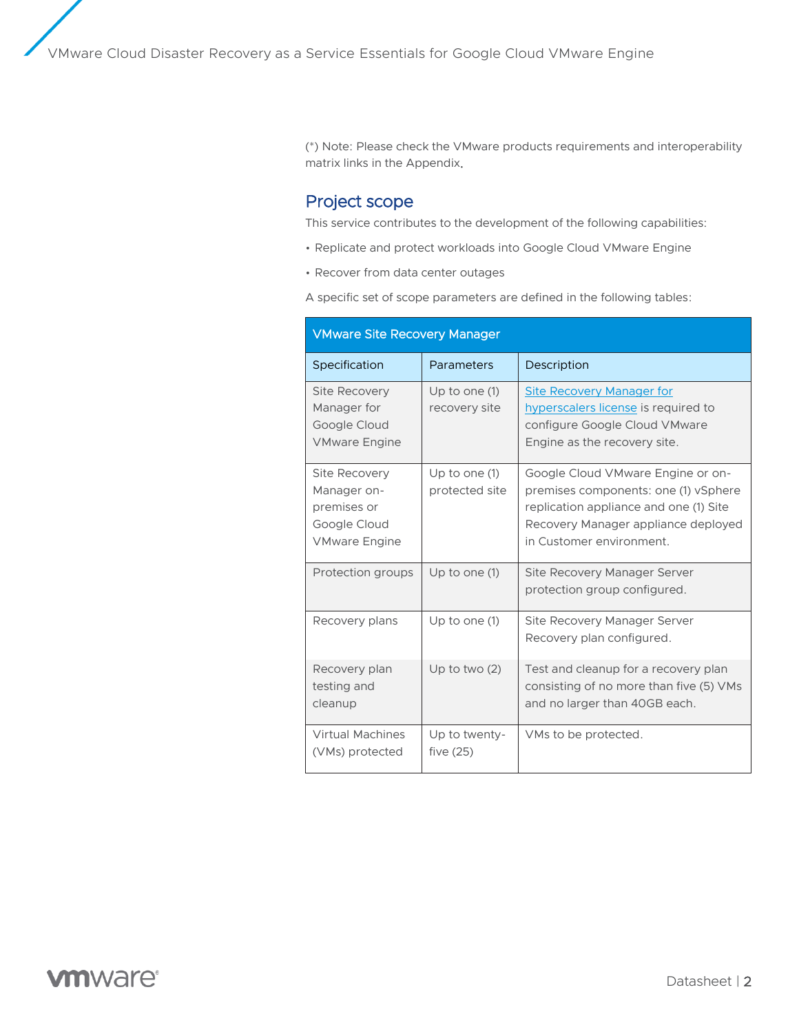(*) Note: Please check the VMware products requirements and interoperability matrix links in the Appendix.

## Project scope

This service contributes to the development of the following capabilities:

- Replicate and protect workloads into Google Cloud VMware Engine
- Recover from data center outages

A specific set of scope parameters are defined in the following tables:

| VMware Site Recovery Manager | | |
|---|---|---|
| Specification | Parameters | Description |
| Site Recovery Manager for Google Cloud VMware Engine | Up to one (1) recovery site | Site Recovery Manager for hyperscalers license is required to configure Google Cloud VMware Engine as the recovery site. |
| Site Recovery Manager on-premises or Google Cloud VMware Engine | Up to one (1) protected site | Google Cloud VMware Engine or on-premises components: one (1) vSphere replication appliance and one (1) Site Recovery Manager appliance deployed in Customer environment. |
| Protection groups | Up to one (1) | Site Recovery Manager Server protection group configured. |
| Recovery plans | Up to one (1) | Site Recovery Manager Server Recovery plan configured. |
| Recovery plan testing and cleanup | Up to two (2) | Test and cleanup for a recovery plan consisting of no more than five (5) VMs and no larger than 40GB each. |
| Virtual Machines (VMs) protected | Up to twenty-five (25) | VMs to be protected. |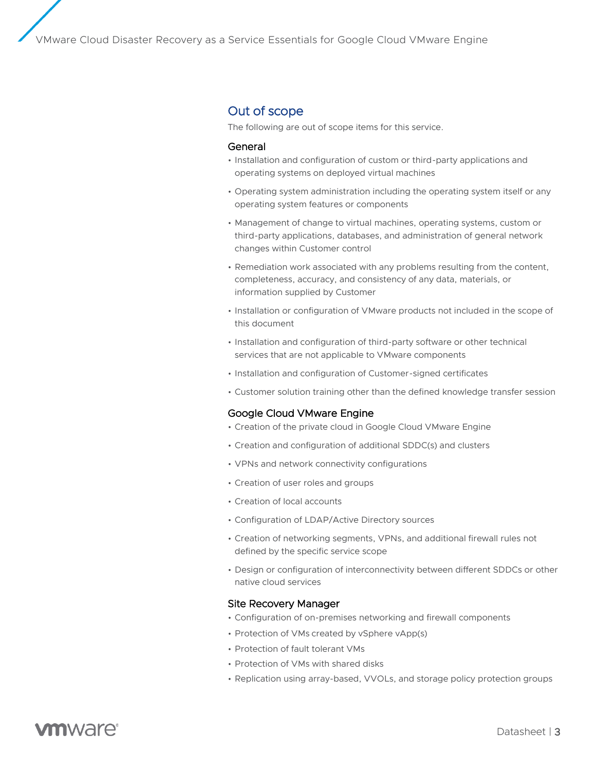## Out of scope

The following are out of scope items for this service.

### General

- Installation and configuration of custom or third-party applications and operating systems on deployed virtual machines
- Operating system administration including the operating system itself or any operating system features or components
- Management of change to virtual machines, operating systems, custom or third-party applications, databases, and administration of general network changes within Customer control
- Remediation work associated with any problems resulting from the content, completeness, accuracy, and consistency of any data, materials, or information supplied by Customer
- Installation or configuration of VMware products not included in the scope of this document
- Installation and configuration of third-party software or other technical services that are not applicable to VMware components
- Installation and configuration of Customer-signed certificates
- Customer solution training other than the defined knowledge transfer session

### Google Cloud VMware Engine

- Creation of the private cloud in Google Cloud VMware Engine
- Creation and configuration of additional SDDC(s) and clusters
- VPNs and network connectivity configurations
- Creation of user roles and groups
- Creation of local accounts
- Configuration of LDAP/Active Directory sources
- Creation of networking segments, VPNs, and additional firewall rules not defined by the specific service scope
- Design or configuration of interconnectivity between different SDDCs or other native cloud services

### Site Recovery Manager

- Configuration of on-premises networking and firewall components
- Protection of VMs created by vSphere vApp(s)
- Protection of fault tolerant VMs
- Protection of VMs with shared disks
- Replication using array-based, VVOLs, and storage policy protection groups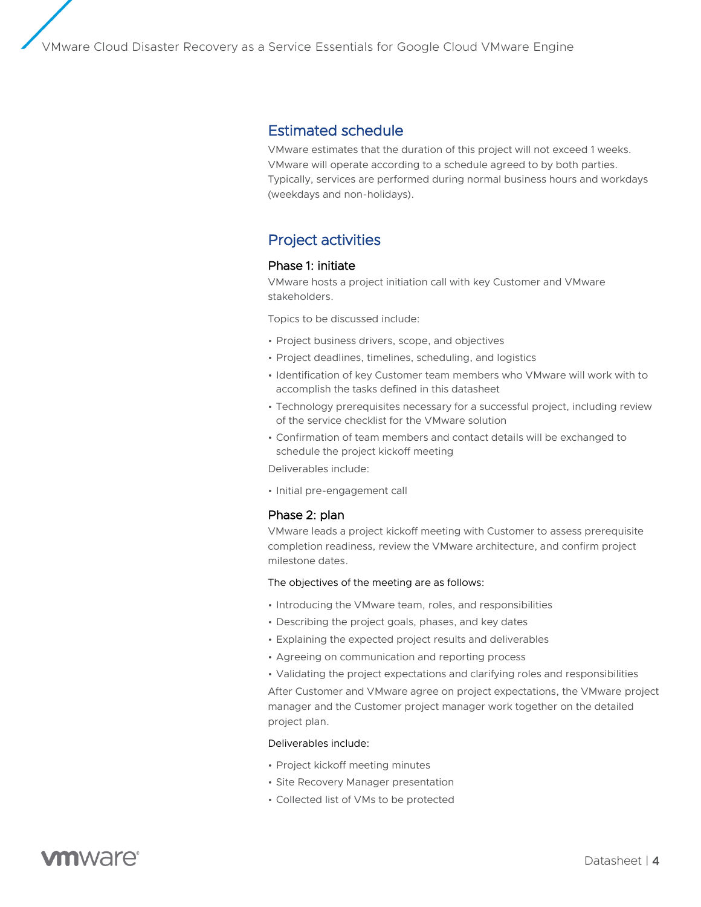## Estimated schedule

VMware estimates that the duration of this project will not exceed 1 weeks. VMware will operate according to a schedule agreed to by both parties. Typically, services are performed during normal business hours and workdays (weekdays and non-holidays).

## Project activities

### Phase 1: initiate

VMware hosts a project initiation call with key Customer and VMware stakeholders.

Topics to be discussed include:

- Project business drivers, scope, and objectives
- Project deadlines, timelines, scheduling, and logistics
- Identification of key Customer team members who VMware will work with to accomplish the tasks defined in this datasheet
- Technology prerequisites necessary for a successful project, including review of the service checklist for the VMware solution
- Confirmation of team members and contact details will be exchanged to schedule the project kickoff meeting

Deliverables include:

- Initial pre-engagement call

### Phase 2: plan

VMware leads a project kickoff meeting with Customer to assess prerequisite completion readiness, review the VMware architecture, and confirm project milestone dates.

The objectives of the meeting are as follows:

- Introducing the VMware team, roles, and responsibilities
- Describing the project goals, phases, and key dates
- Explaining the expected project results and deliverables
- Agreeing on communication and reporting process
- Validating the project expectations and clarifying roles and responsibilities

After Customer and VMware agree on project expectations, the VMware project manager and the Customer project manager work together on the detailed project plan.

Deliverables include:

- Project kickoff meeting minutes
- Site Recovery Manager presentation
- Collected list of VMs to be protected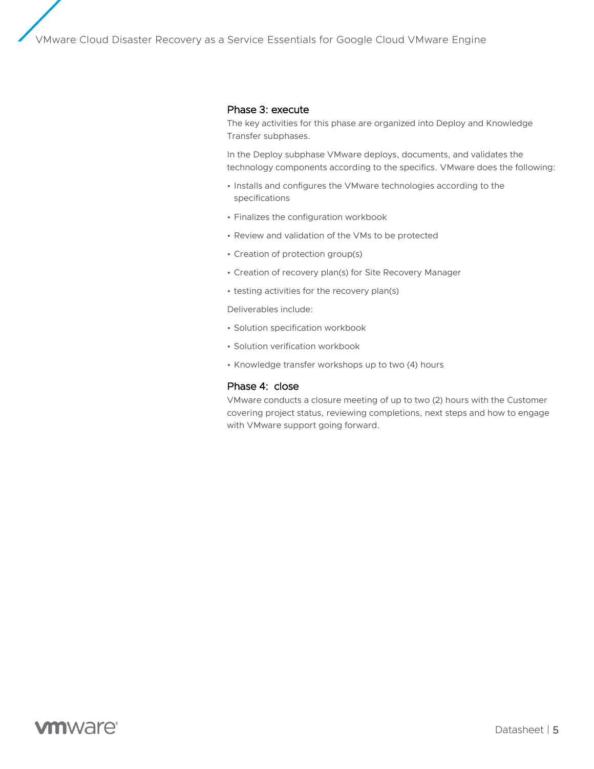### Phase 3: execute

The key activities for this phase are organized into Deploy and Knowledge Transfer subphases.

In the Deploy subphase VMware deploys, documents, and validates the technology components according to the specifics. VMware does the following:

- Installs and configures the VMware technologies according to the specifications
- Finalizes the configuration workbook
- Review and validation of the VMs to be protected
- Creation of protection group(s)
- Creation of recovery plan(s) for Site Recovery Manager
- testing activities for the recovery plan(s)

Deliverables include:

- Solution specification workbook
- Solution verification workbook
- Knowledge transfer workshops up to two (4) hours

### Phase 4: close

VMware conducts a closure meeting of up to two (2) hours with the Customer covering project status, reviewing completions, next steps and how to engage with VMware support going forward.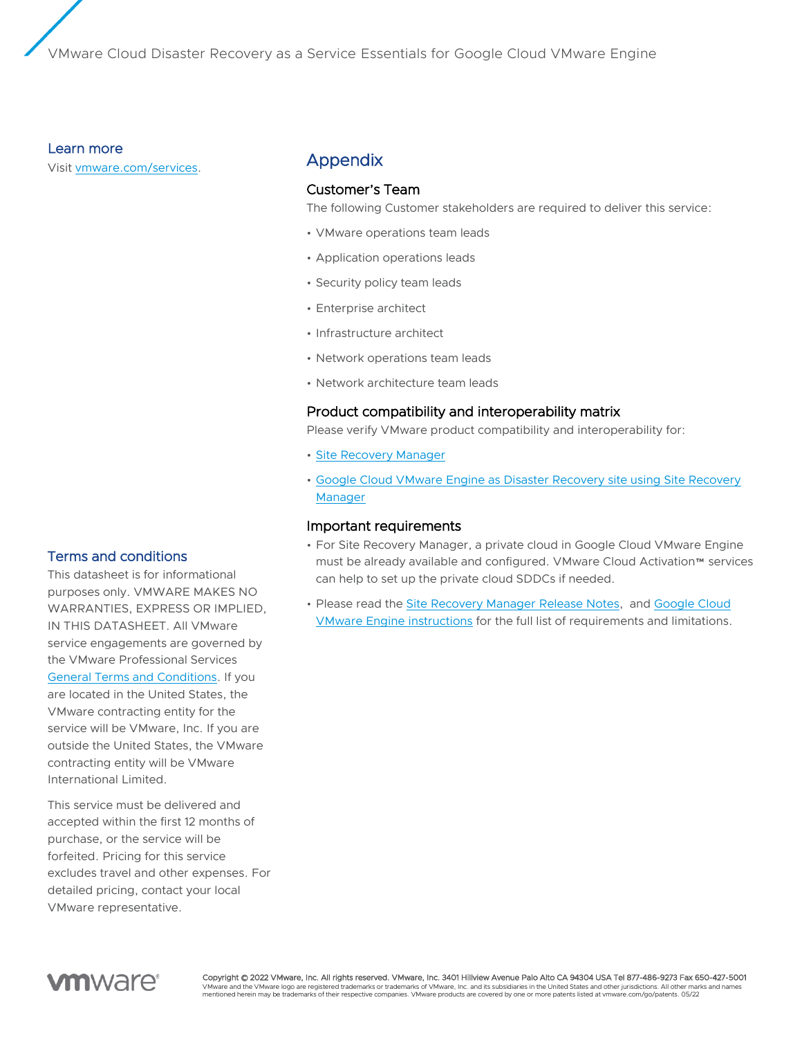## Learn more

Visit [vmware.com/services](vmware.com/services).

## Terms and conditions

This datasheet is for informational purposes only. VMWARE MAKES NO WARRANTIES, EXPRESS OR IMPLIED, IN THIS DATASHEET. All VMware service engagements are governed by the VMware Professional Services General Terms and Conditions. If you are located in the United States, the VMware contracting entity for the service will be VMware, Inc. If you are outside the United States, the VMware contracting entity will be VMware International Limited.

This service must be delivered and accepted within the first 12 months of purchase, or the service will be forfeited. Pricing for this service excludes travel and other expenses. For detailed pricing, contact your local VMware representative.

# Appendix

### Customer's Team

The following Customer stakeholders are required to deliver this service:

- VMware operations team leads
- Application operations leads
- Security policy team leads
- Enterprise architect
- Infrastructure architect
- Network operations team leads
- Network architecture team leads

### Product compatibility and interoperability matrix

Please verify VMware product compatibility and interoperability for:

- Site Recovery Manager
- Google Cloud VMware Engine as Disaster Recovery site using Site Recovery Manager

### Important requirements

- For Site Recovery Manager, a private cloud in Google Cloud VMware Engine must be already available and configured. VMware Cloud Activation™ services can help to set up the private cloud SDDCs if needed.
- Please read the Site Recovery Manager Release Notes, and Google Cloud VMware Engine instructions for the full list of requirements and limitations.

Copyright © 2022 VMware, Inc. All rights reserved. VMware, Inc. 3401 Hillview Avenue Palo Alto CA 94304 USA Tel 877-486-9273 Fax 650-427-5001 VMware and the VMware logo are registered trademarks or trademarks of VMware, Inc. and its subsidiaries in the United States and other jurisdictions. All other marks and names mentioned herein may be trademarks of their respective companies. VMware products are covered by one or more patents listed at vmware.com/go/patents. 05/22